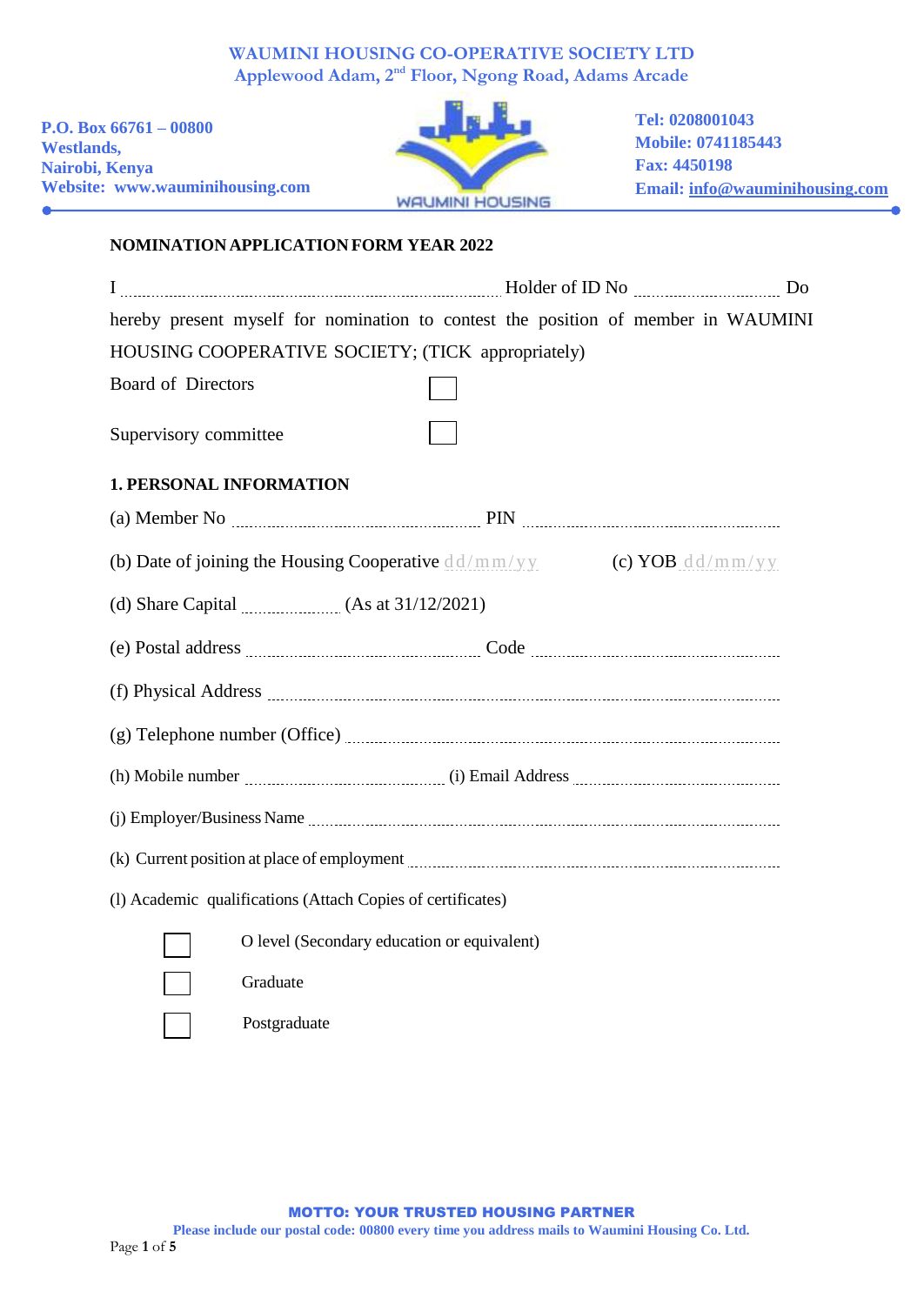# WAUMINI HOUSING CO-OPERATIVE SOCIETY LTD

Applewood Adam, 2nd Floor, Ngong Road, Adams Arcade

**P.O. Box 66761 – 00800**
**Westlands,**
**Nairobi, Kenya**
**Website: www.wauminihousing.com**

WAUMINI HOUSING

**Tel: 0208001043**
**Mobile: 0741185443**
**Fax: 4450198**
**Email: info@wauminihousing.com**

## NOMINATION APPLICATION FORM YEAR 2022

I ............................................................................ Holder of ID No ................................ Do hereby present myself for nomination to contest the position of member in WAUMINI HOUSING COOPERATIVE SOCIETY; (TICK appropriately)

Board of Directors ☐

Supervisory committee ☐

### 1. PERSONAL INFORMATION

(a) Member No ...................................................... PIN ..........................................................

(b) Date of joining the Housing Cooperative dd/mm/yy (c) YOB dd/mm/yy

(d) Share Capital ...................... (As at 31/12/2021)

(e) Postal address ...................................................... Code ..........................................................

(f) Physical Address ..........................................................................................................................

(g) Telephone number (Office) ..........................................................................................................

(h) Mobile number ...................................... (i) Email Address ......................................................

(j) Employer/Business Name ...........................................................................................................

(k) Current position at place of employment ......................................................................................

(l) Academic qualifications (Attach Copies of certificates)

- ☐ O level (Secondary education or equivalent)
- ☐ Graduate
- ☐ Postgraduate

**MOTTO: YOUR TRUSTED HOUSING PARTNER**

Please include our postal code: 00800 every time you address mails to Waumini Housing Co. Ltd.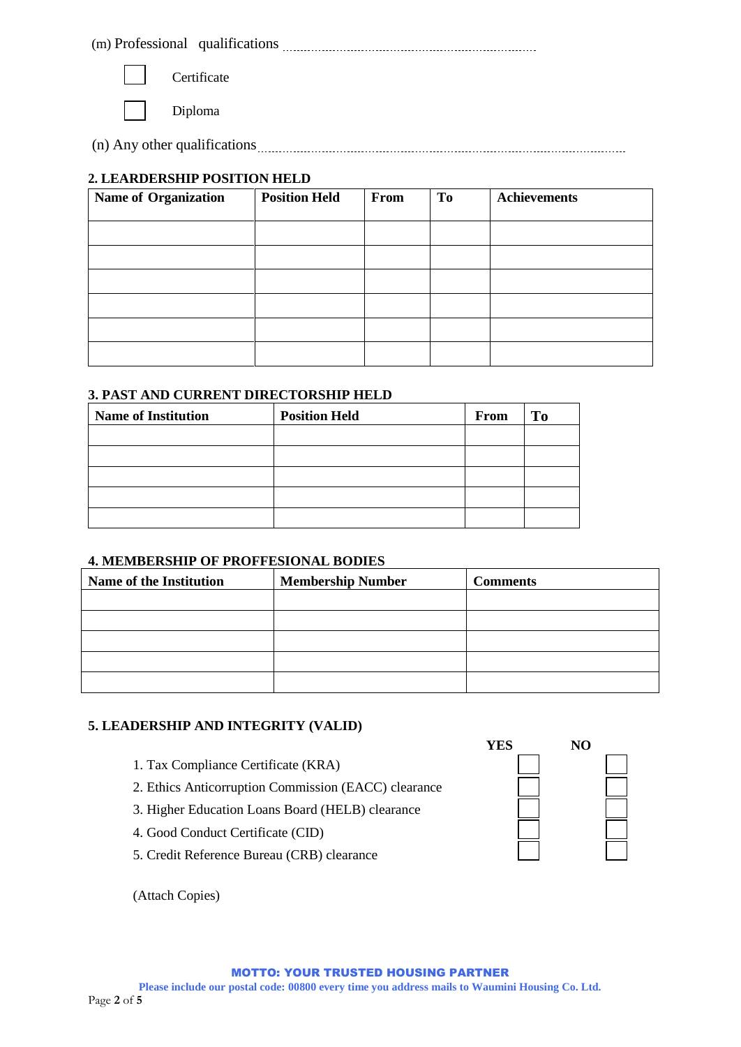(m) Professional qualifications ..............................................................

☐ Certificate

☐ Diploma

(n) Any other qualifications ..............................................................................................

## 2. LEARDERSHIP POSITION HELD

| Name of Organization | Position Held | From | To | Achievements |
|---|---|---|---|---|
| | | | | |
| | | | | |
| | | | | |
| | | | | |
| | | | | |
| | | | | |

## 3. PAST AND CURRENT DIRECTORSHIP HELD

| Name of Institution | Position Held | From | To |
|---|---|---|---|
| | | | |
| | | | |
| | | | |
| | | | |
| | | | |

## 4. MEMBERSHIP OF PROFFESIONAL BODIES

| Name of the Institution | Membership Number | Comments |
|---|---|---|
| | | |
| | | |
| | | |
| | | |
| | | |

## 5. LEADERSHIP AND INTEGRITY (VALID)

| | YES | NO |
|---|---|---|
| 1. Tax Compliance Certificate (KRA) | ☐ | ☐ |
| 2. Ethics Anticorruption Commission (EACC) clearance | ☐ | ☐ |
| 3. Higher Education Loans Board (HELB) clearance | ☐ | ☐ |
| 4. Good Conduct Certificate (CID) | ☐ | ☐ |
| 5. Credit Reference Bureau (CRB) clearance | ☐ | ☐ |

(Attach Copies)

**MOTTO: YOUR TRUSTED HOUSING PARTNER**

**Please include our postal code: 00800 every time you address mails to Waumini Housing Co. Ltd.**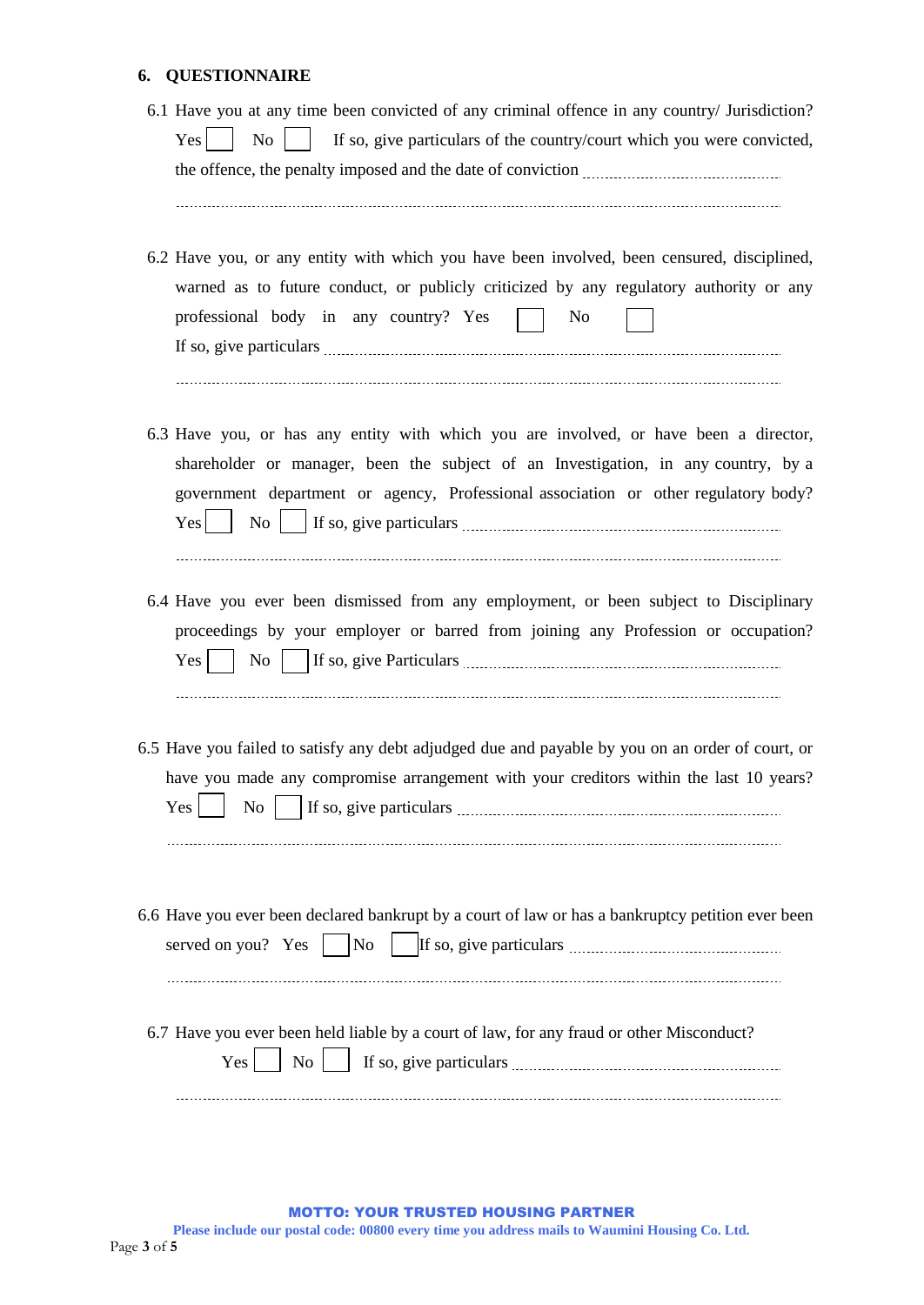## 6. QUESTIONNAIRE

6.1 Have you at any time been convicted of any criminal offence in any country/ Jurisdiction?

Yes ☐ No ☐ If so, give particulars of the country/court which you were convicted, the offence, the penalty imposed and the date of conviction ................................................

..........................................................................................................................................

6.2 Have you, or any entity with which you have been involved, been censured, disciplined, warned as to future conduct, or publicly criticized by any regulatory authority or any professional body in any country? Yes ☐ No ☐

If so, give particulars ..........................................................................................................

..........................................................................................................................................

6.3 Have you, or has any entity with which you are involved, or have been a director, shareholder or manager, been the subject of an Investigation, in any country, by a government department or agency, Professional association or other regulatory body?

Yes ☐ No ☐ If so, give particulars ..........................................................................

..........................................................................................................................................

6.4 Have you ever been dismissed from any employment, or been subject to Disciplinary proceedings by your employer or barred from joining any Profession or occupation?

Yes ☐ No ☐ If so, give Particulars ..........................................................................

..........................................................................................................................................

6.5 Have you failed to satisfy any debt adjudged due and payable by you on an order of court, or have you made any compromise arrangement with your creditors within the last 10 years?

Yes ☐ No ☐ If so, give particulars ..........................................................................

..........................................................................................................................................

6.6 Have you ever been declared bankrupt by a court of law or has a bankruptcy petition ever been served on you? Yes ☐ No ☐ If so, give particulars ...............................................

..........................................................................................................................................

6.7 Have you ever been held liable by a court of law, for any fraud or other Misconduct?

Yes ☐ No ☐ If so, give particulars ..........................................................................

..........................................................................................................................................

**MOTTO: YOUR TRUSTED HOUSING PARTNER**

**Please include our postal code: 00800 every time you address mails to Waumini Housing Co. Ltd.**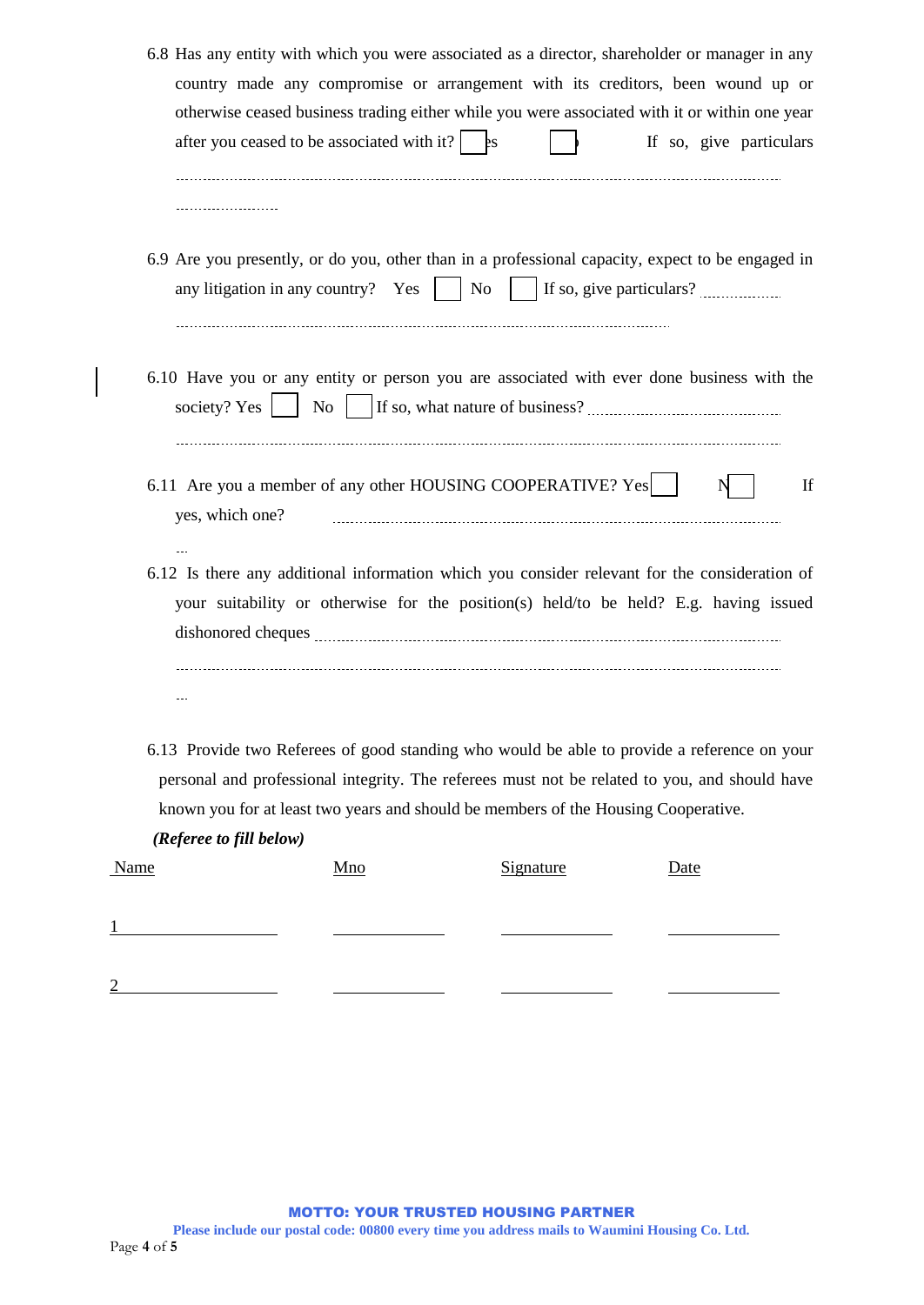6.8 Has any entity with which you were associated as a director, shareholder or manager in any country made any compromise or arrangement with its creditors, been wound up or otherwise ceased business trading either while you were associated with it or within one year after you ceased to be associated with it? ☐ Yes ☐ No If so, give particulars ..............................................................................................................................................................................

6.9 Are you presently, or do you, other than in a professional capacity, expect to be engaged in any litigation in any country? Yes ☐ No ☐ If so, give particulars? ..............................................................................................................................................................................

6.10 Have you or any entity or person you are associated with ever done business with the society? Yes ☐ No ☐ If so, what nature of business? ..............................................................................................................................................................................

6.11 Are you a member of any other HOUSING COOPERATIVE? Yes ☐ No ☐ If yes, which one? ..............................................................................................................................................................................

6.12 Is there any additional information which you consider relevant for the consideration of your suitability or otherwise for the position(s) held/to be held? E.g. having issued dishonored cheques ..............................................................................................................................................................................

6.13 Provide two Referees of good standing who would be able to provide a reference on your personal and professional integrity. The referees must not be related to you, and should have known you for at least two years and should be members of the Housing Cooperative.

***(Referee to fill below)***

| Name | Mno | Signature | Date |
|---|---|---|---|
| 1 | | | |
| 2 | | | |

**MOTTO: YOUR TRUSTED HOUSING PARTNER**

**Please include our postal code: 00800 every time you address mails to Waumini Housing Co. Ltd.**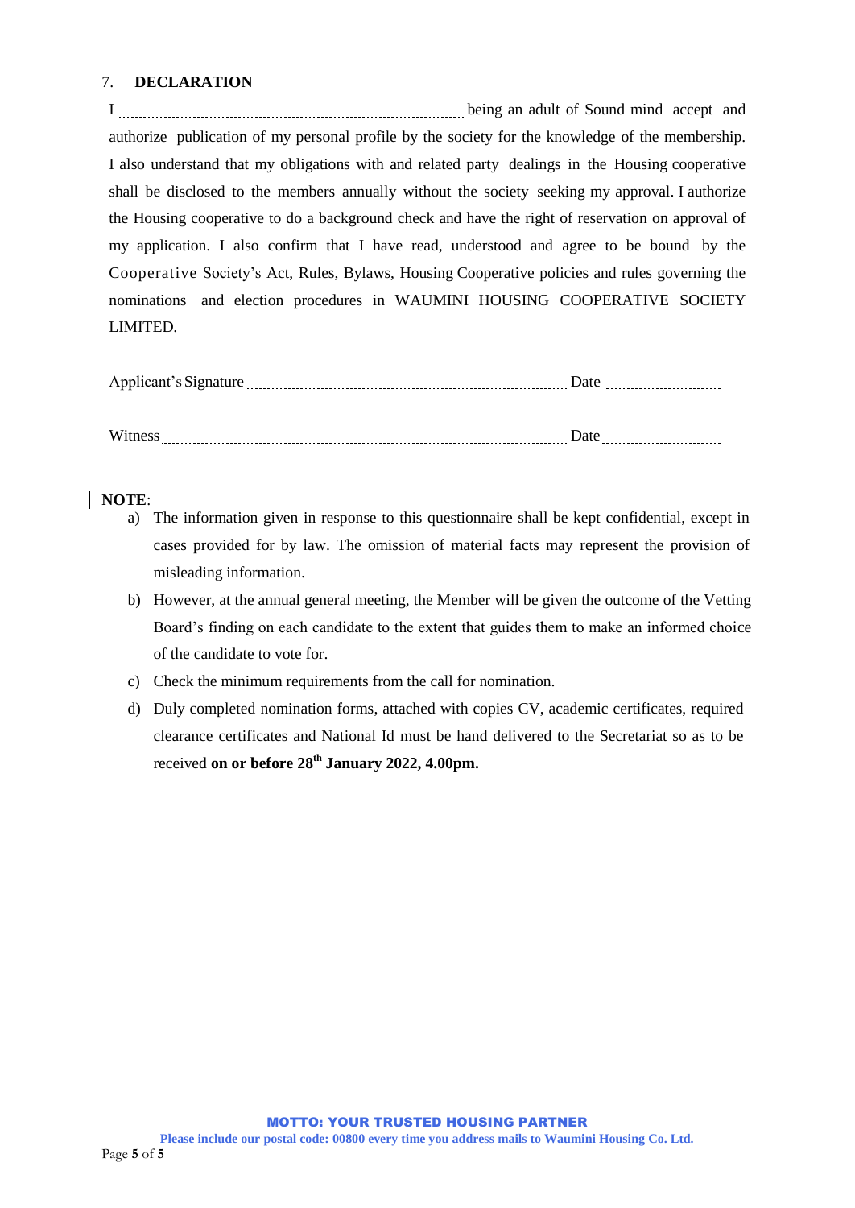## 7. DECLARATION

I ………………………………………………………… being an adult of Sound mind accept and authorize publication of my personal profile by the society for the knowledge of the membership. I also understand that my obligations with and related party dealings in the Housing cooperative shall be disclosed to the members annually without the society seeking my approval. I authorize the Housing cooperative to do a background check and have the right of reservation on approval of my application. I also confirm that I have read, understood and agree to be bound by the Cooperative Society's Act, Rules, Bylaws, Housing Cooperative policies and rules governing the nominations and election procedures in WAUMINI HOUSING COOPERATIVE SOCIETY LIMITED.

Applicant's Signature …………………………………………………………………… Date …………………

Witness ……………………………………………………………………………… Date …………………

**NOTE**:

a) The information given in response to this questionnaire shall be kept confidential, except in cases provided for by law. The omission of material facts may represent the provision of misleading information.

b) However, at the annual general meeting, the Member will be given the outcome of the Vetting Board's finding on each candidate to the extent that guides them to make an informed choice of the candidate to vote for.

c) Check the minimum requirements from the call for nomination.

d) Duly completed nomination forms, attached with copies CV, academic certificates, required clearance certificates and National Id must be hand delivered to the Secretariat so as to be received **on or before 28th January 2022, 4.00pm.**

**MOTTO: YOUR TRUSTED HOUSING PARTNER**

**Please include our postal code: 00800 every time you address mails to Waumini Housing Co. Ltd.**